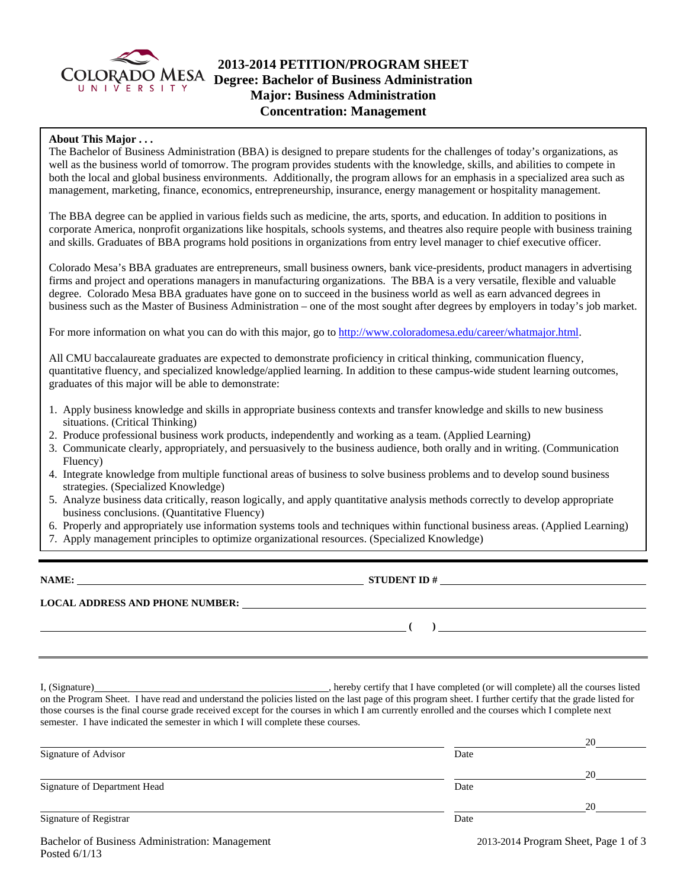COLORADO MESA UNIVERSITY

# 2013-2014 PETITION/PROGRAM SHEET
## Degree: Bachelor of Business Administration
## Major: Business Administration
## Concentration: Management

**About This Major . . .**

The Bachelor of Business Administration (BBA) is designed to prepare students for the challenges of today's organizations, as well as the business world of tomorrow. The program provides students with the knowledge, skills, and abilities to compete in both the local and global business environments. Additionally, the program allows for an emphasis in a specialized area such as management, marketing, finance, economics, entrepreneurship, insurance, energy management or hospitality management.

The BBA degree can be applied in various fields such as medicine, the arts, sports, and education. In addition to positions in corporate America, nonprofit organizations like hospitals, schools systems, and theatres also require people with business training and skills. Graduates of BBA programs hold positions in organizations from entry level manager to chief executive officer.

Colorado Mesa's BBA graduates are entrepreneurs, small business owners, bank vice-presidents, product managers in advertising firms and project and operations managers in manufacturing organizations. The BBA is a very versatile, flexible and valuable degree. Colorado Mesa BBA graduates have gone on to succeed in the business world as well as earn advanced degrees in business such as the Master of Business Administration – one of the most sought after degrees by employers in today's job market.

For more information on what you can do with this major, go to http://www.coloradomesa.edu/career/whatmajor.html.

All CMU baccalaureate graduates are expected to demonstrate proficiency in critical thinking, communication fluency, quantitative fluency, and specialized knowledge/applied learning. In addition to these campus-wide student learning outcomes, graduates of this major will be able to demonstrate:

1. Apply business knowledge and skills in appropriate business contexts and transfer knowledge and skills to new business situations. (Critical Thinking)
2. Produce professional business work products, independently and working as a team. (Applied Learning)
3. Communicate clearly, appropriately, and persuasively to the business audience, both orally and in writing. (Communication Fluency)
4. Integrate knowledge from multiple functional areas of business to solve business problems and to develop sound business strategies. (Specialized Knowledge)
5. Analyze business data critically, reason logically, and apply quantitative analysis methods correctly to develop appropriate business conclusions. (Quantitative Fluency)
6. Properly and appropriately use information systems tools and techniques within functional business areas. (Applied Learning)
7. Apply management principles to optimize organizational resources. (Specialized Knowledge)

---

**NAME:** ______________________________ **STUDENT ID #** ______________________________

**LOCAL ADDRESS AND PHONE NUMBER:** ______________________________

______________________________ **( )** ______________________________

---

I, (Signature)______________________________, hereby certify that I have completed (or will complete) all the courses listed on the Program Sheet. I have read and understand the policies listed on the last page of this program sheet. I further certify that the grade listed for those courses is the final course grade received except for the courses in which I am currently enrolled and the courses which I complete next semester. I have indicated the semester in which I will complete these courses.

______________________________ ______________ 20______
Signature of Advisor Date

______________________________ ______________ 20______
Signature of Department Head Date

______________________________ ______________ 20______
Signature of Registrar Date

Bachelor of Business Administration: Management
Posted 6/1/13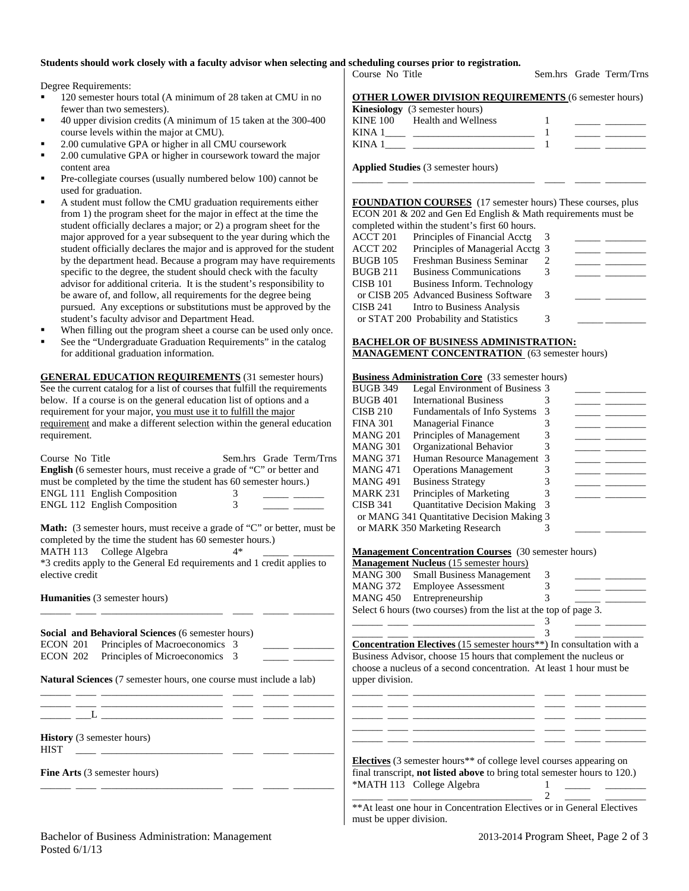**Students should work closely with a faculty advisor when selecting and scheduling courses prior to registration.**

Degree Requirements:

- 120 semester hours total (A minimum of 28 taken at CMU in no fewer than two semesters).
- 40 upper division credits (A minimum of 15 taken at the 300-400 course levels within the major at CMU).
- 2.00 cumulative GPA or higher in all CMU coursework
- 2.00 cumulative GPA or higher in coursework toward the major content area
- Pre-collegiate courses (usually numbered below 100) cannot be used for graduation.
- A student must follow the CMU graduation requirements either from 1) the program sheet for the major in effect at the time the student officially declares a major; or 2) a program sheet for the major approved for a year subsequent to the year during which the student officially declares the major and is approved for the student by the department head. Because a program may have requirements specific to the degree, the student should check with the faculty advisor for additional criteria. It is the student's responsibility to be aware of, and follow, all requirements for the degree being pursued. Any exceptions or substitutions must be approved by the student's faculty advisor and Department Head.
- When filling out the program sheet a course can be used only once.
- See the "Undergraduate Graduation Requirements" in the catalog for additional graduation information.

**GENERAL EDUCATION REQUIREMENTS** (31 semester hours) See the current catalog for a list of courses that fulfill the requirements below. If a course is on the general education list of options and a requirement for your major, you must use it to fulfill the major requirement and make a different selection within the general education requirement.

| Course No | Title | Sem.hrs | Grade | Term/Trns |
|---|---|---|---|---|
| **English** (6 semester hours, must receive a grade of "C" or better and must be completed by the time the student has 60 semester hours.) | | | | |
| ENGL 111 | English Composition | 3 | _____ | ______ |
| ENGL 112 | English Composition | 3 | _____ | ______ |
| **Math:** (3 semester hours, must receive a grade of "C" or better, must be completed by the time the student has 60 semester hours.) | | | | |
| MATH 113 | College Algebra | 4* | _____ | ________ |
| *3 credits apply to the General Ed requirements and 1 credit applies to elective credit | | | | |
| **Humanities** (3 semester hours) | | | | |
| ______ ____ | ________________________ | ____ | _____ | ________ |
| **Social and Behavioral Sciences** (6 semester hours) | | | | |
| ECON 201 | Principles of Macroeconomics | 3 | _____ | ________ |
| ECON 202 | Principles of Microeconomics | 3 | _____ | ________ |
| **Natural Sciences** (7 semester hours, one course must include a lab) | | | | |
| ______ ____ | ________________________ | ____ | _____ | ________ |
| ______ ____ | ________________________ | ____ | _____ | ________ |
| ______ ___L | ________________________ | ____ | _____ | ________ |
| **History** (3 semester hours) | | | | |
| HIST ____ | ________________________ | ____ | _____ | ________ |
| **Fine Arts** (3 semester hours) | | | | |
| ______ ____ | ________________________ | ____ | _____ | ________ |

| Course No | Title | Sem.hrs | Grade | Term/Trns |
|---|---|---|---|---|
| **OTHER LOWER DIVISION REQUIREMENTS** (6 semester hours) | | | | |
| **Kinesiology** (3 semester hours) | | | | |
| KINE 100 | Health and Wellness | 1 | _____ | ________ |
| KINA 1____ | ________________________ | 1 | _____ | ________ |
| KINA 1____ | ________________________ | 1 | _____ | ________ |
| **Applied Studies** (3 semester hours) | | | | |
| ______ ____ | ________________________ | ____ | _____ | ________ |
| **FOUNDATION COURSES** (17 semester hours) These courses, plus ECON 201 & 202 and Gen Ed English & Math requirements must be completed within the student's first 60 hours. | | | | |
| ACCT 201 | Principles of Financial Acctg | 3 | _____ | ________ |
| ACCT 202 | Principles of Managerial Acctg | 3 | _____ | ________ |
| BUGB 105 | Freshman Business Seminar | 2 | _____ | ________ |
| BUGB 211 | Business Communications | 3 | _____ | ________ |
| CISB 101 or CISB 205 | Business Inform. Technology or Advanced Business Software | 3 | _____ | ________ |
| CISB 241 or STAT 200 | Intro to Business Analysis or Probability and Statistics | 3 | _____ | ________ |
| **BACHELOR OF BUSINESS ADMINISTRATION: MANAGEMENT CONCENTRATION** (63 semester hours) | | | | |
| **Business Administration Core** (33 semester hours) | | | | |
| BUGB 349 | Legal Environment of Business | 3 | _____ | ________ |
| BUGB 401 | International Business | 3 | _____ | ________ |
| CISB 210 | Fundamentals of Info Systems | 3 | _____ | ________ |
| FINA 301 | Managerial Finance | 3 | _____ | ________ |
| MANG 201 | Principles of Management | 3 | _____ | ________ |
| MANG 301 | Organizational Behavior | 3 | _____ | ________ |
| MANG 371 | Human Resource Management | 3 | _____ | ________ |
| MANG 471 | Operations Management | 3 | _____ | ________ |
| MANG 491 | Business Strategy | 3 | _____ | ________ |
| MARK 231 | Principles of Marketing | 3 | _____ | ________ |
| CISB 341 or MANG 341 or MARK 350 | Quantitative Decision Making or Quantitative Decision Making or Marketing Research | 3 | _____ | ________ |
| **Management Concentration Courses** (30 semester hours) | | | | |
| **Management Nucleus** (15 semester hours) | | | | |
| MANG 300 | Small Business Management | 3 | _____ | ________ |
| MANG 372 | Employee Assessment | 3 | _____ | ________ |
| MANG 450 | Entrepreneurship | 3 | _____ | ________ |
| Select 6 hours (two courses) from the list at the top of page 3. | | | | |
| ______ ____ | ________________________ | 3 | _____ | ________ |
| ______ ____ | ________________________ | 3 | _____ | ________ |
| **Concentration Electives** (15 semester hours**) In consultation with a Business Advisor, choose 15 hours that complement the nucleus or choose a nucleus of a second concentration. At least 1 hour must be upper division. | | | | |
| ______ ____ | ________________________ | ____ | _____ | ________ |
| ______ ____ | ________________________ | ____ | _____ | ________ |
| ______ ____ | ________________________ | ____ | _____ | ________ |
| ______ ____ | ________________________ | ____ | _____ | ________ |
| ______ ____ | ________________________ | ____ | _____ | ________ |
| **Electives** (3 semester hours** of college level courses appearing on final transcript, **not listed above** to bring total semester hours to 120.) | | | | |
| *MATH 113 | College Algebra | 1 | _____ | ________ |
| ______ ____ | ________________________ | 2 | _____ | ________ |

**At least one hour in Concentration Electives or in General Electives must be upper division.

Bachelor of Business Administration: Management
Posted 6/1/13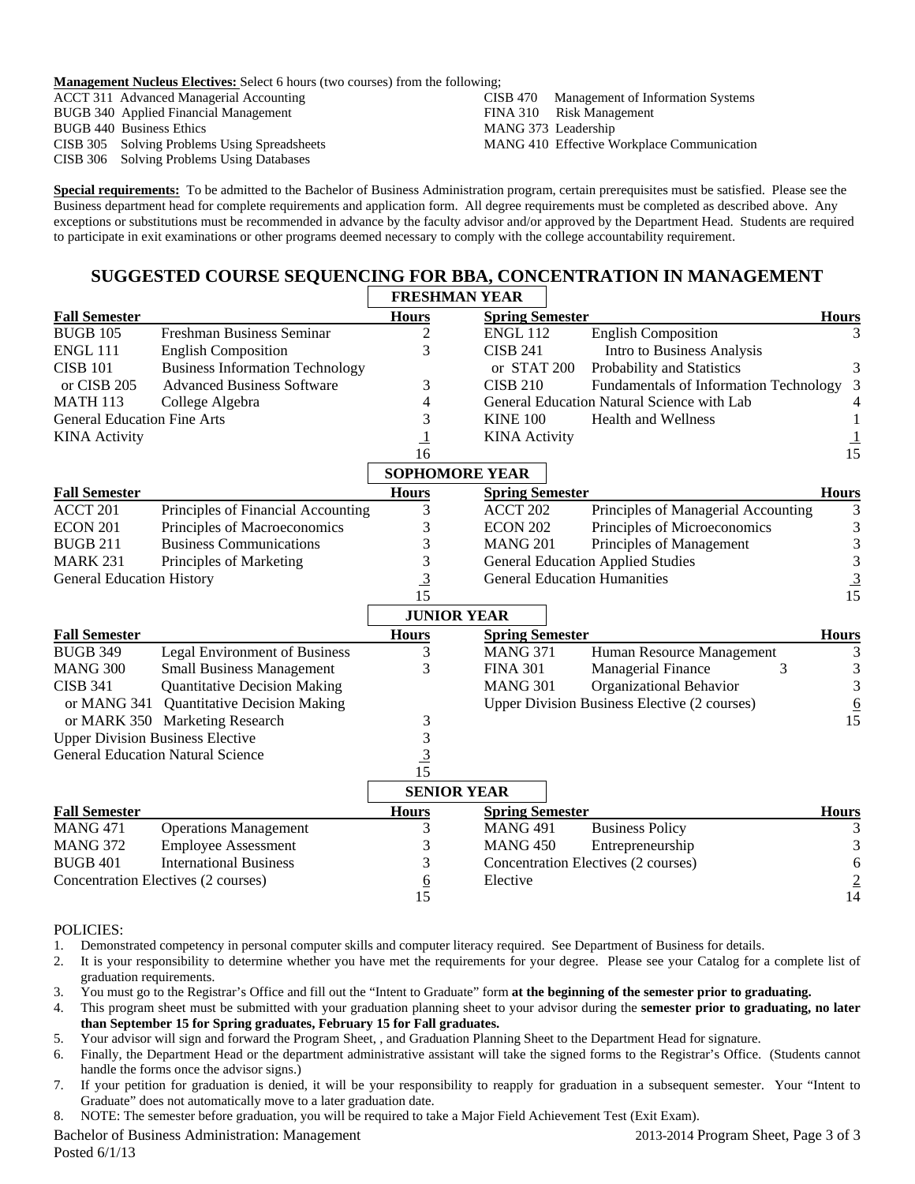**Management Nucleus Electives:** Select 6 hours (two courses) from the following;

ACCT 311 Advanced Managerial Accounting
BUGB 340 Applied Financial Management
BUGB 440 Business Ethics
CISB 305 Solving Problems Using Spreadsheets
CISB 306 Solving Problems Using Databases
CISB 470 Management of Information Systems
FINA 310 Risk Management
MANG 373 Leadership
MANG 410 Effective Workplace Communication

**Special requirements:** To be admitted to the Bachelor of Business Administration program, certain prerequisites must be satisfied. Please see the Business department head for complete requirements and application form. All degree requirements must be completed as described above. Any exceptions or substitutions must be recommended in advance by the faculty advisor and/or approved by the Department Head. Students are required to participate in exit examinations or other programs deemed necessary to comply with the college accountability requirement.

## SUGGESTED COURSE SEQUENCING FOR BBA, CONCENTRATION IN MANAGEMENT

### FRESHMAN YEAR

| Fall Semester | | Hours | Spring Semester | | Hours |
|---|---|---|---|---|---|
| BUGB 105 | Freshman Business Seminar | 2 | ENGL 112 | English Composition | 3 |
| ENGL 111 | English Composition | 3 | CISB 241 | Intro to Business Analysis | |
| CISB 101 | Business Information Technology | | or STAT 200 | Probability and Statistics | 3 |
| or CISB 205 | Advanced Business Software | 3 | CISB 210 | Fundamentals of Information Technology | 3 |
| MATH 113 | College Algebra | 4 | General Education Natural Science with Lab | | 4 |
| General Education Fine Arts | | 3 | KINE 100 | Health and Wellness | 1 |
| KINA Activity | | 1 | KINA Activity | | 1 |
| | | 16 | | | 15 |

### SOPHOMORE YEAR

| Fall Semester | | Hours | Spring Semester | | Hours |
|---|---|---|---|---|---|
| ACCT 201 | Principles of Financial Accounting | 3 | ACCT 202 | Principles of Managerial Accounting | 3 |
| ECON 201 | Principles of Macroeconomics | 3 | ECON 202 | Principles of Microeconomics | 3 |
| BUGB 211 | Business Communications | 3 | MANG 201 | Principles of Management | 3 |
| MARK 231 | Principles of Marketing | 3 | General Education Applied Studies | | 3 |
| General Education History | | 3 | General Education Humanities | | 3 |
| | | 15 | | | 15 |

### JUNIOR YEAR

| Fall Semester | | Hours | Spring Semester | | Hours |
|---|---|---|---|---|---|
| BUGB 349 | Legal Environment of Business | 3 | MANG 371 | Human Resource Management | 3 |
| MANG 300 | Small Business Management | 3 | FINA 301 | Managerial Finance 3 | 3 |
| CISB 341 | Quantitative Decision Making | | MANG 301 | Organizational Behavior | 3 |
| or MANG 341 | Quantitative Decision Making | | Upper Division Business Elective (2 courses) | | 6 |
| or MARK 350 | Marketing Research | 3 | | | 15 |
| Upper Division Business Elective | | 3 | | | |
| General Education Natural Science | | 3 | | | |
| | | 15 | | | |

### SENIOR YEAR

| Fall Semester | | Hours | Spring Semester | | Hours |
|---|---|---|---|---|---|
| MANG 471 | Operations Management | 3 | MANG 491 | Business Policy | 3 |
| MANG 372 | Employee Assessment | 3 | MANG 450 | Entrepreneurship | 3 |
| BUGB 401 | International Business | 3 | Concentration Electives (2 courses) | | 6 |
| Concentration Electives (2 courses) | | 6 | Elective | | 2 |
| | | 15 | | | 14 |

POLICIES:

1. Demonstrated competency in personal computer skills and computer literacy required. See Department of Business for details.
2. It is your responsibility to determine whether you have met the requirements for your degree. Please see your Catalog for a complete list of graduation requirements.
3. You must go to the Registrar's Office and fill out the "Intent to Graduate" form **at the beginning of the semester prior to graduating.**
4. This program sheet must be submitted with your graduation planning sheet to your advisor during the **semester prior to graduating, no later than September 15 for Spring graduates, February 15 for Fall graduates.**
5. Your advisor will sign and forward the Program Sheet, , and Graduation Planning Sheet to the Department Head for signature.
6. Finally, the Department Head or the department administrative assistant will take the signed forms to the Registrar's Office. (Students cannot handle the forms once the advisor signs.)
7. If your petition for graduation is denied, it will be your responsibility to reapply for graduation in a subsequent semester. Your "Intent to Graduate" does not automatically move to a later graduation date.
8. NOTE: The semester before graduation, you will be required to take a Major Field Achievement Test (Exit Exam).

Bachelor of Business Administration: Management
Posted 6/1/13